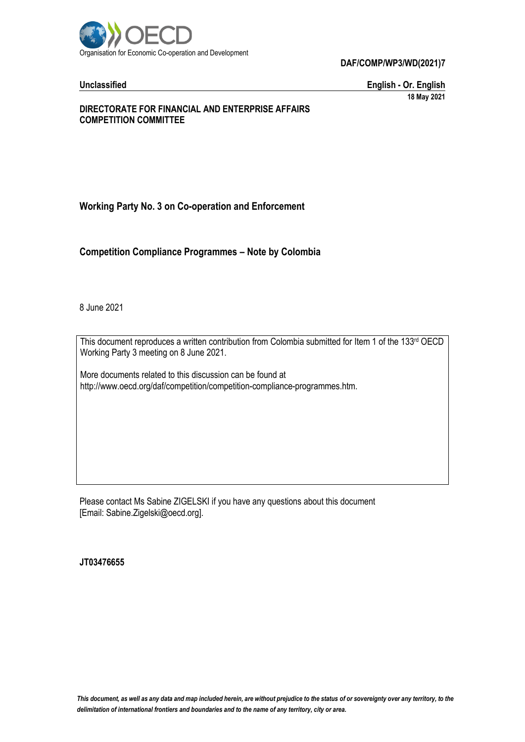Organisation for Economic Co-operation and Development

**DAF/COMP/WP3/WD(2021)7**

**Unclassified** **English - Or. English**

**18 May 2021**

**DIRECTORATE FOR FINANCIAL AND ENTERPRISE AFFAIRS**
**COMPETITION COMMITTEE**

## Working Party No. 3 on Co-operation and Enforcement

## Competition Compliance Programmes – Note by Colombia

8 June 2021

This document reproduces a written contribution from Colombia submitted for Item 1 of the 133rd OECD Working Party 3 meeting on 8 June 2021.

More documents related to this discussion can be found at http://www.oecd.org/daf/competition/competition-compliance-programmes.htm.

Please contact Ms Sabine ZIGELSKI if you have any questions about this document [Email: Sabine.Zigelski@oecd.org].

**JT03476655**

*This document, as well as any data and map included herein, are without prejudice to the status of or sovereignty over any territory, to the delimitation of international frontiers and boundaries and to the name of any territory, city or area.*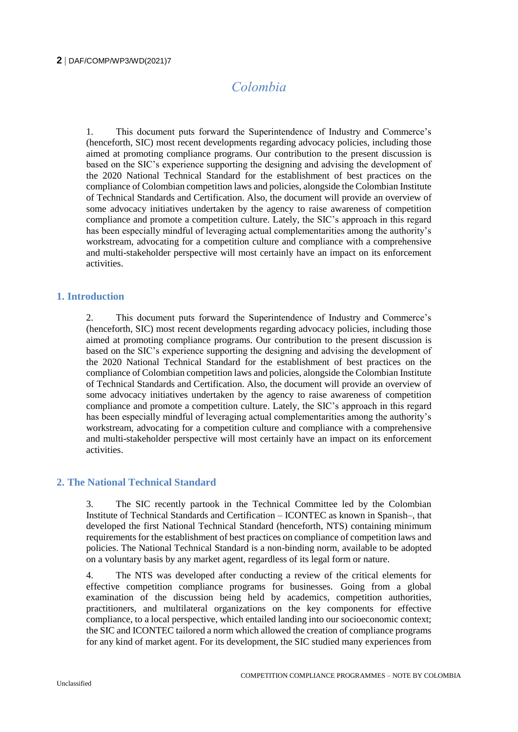# Colombia

1. This document puts forward the Superintendence of Industry and Commerce's (henceforth, SIC) most recent developments regarding advocacy policies, including those aimed at promoting compliance programs. Our contribution to the present discussion is based on the SIC's experience supporting the designing and advising the development of the 2020 National Technical Standard for the establishment of best practices on the compliance of Colombian competition laws and policies, alongside the Colombian Institute of Technical Standards and Certification. Also, the document will provide an overview of some advocacy initiatives undertaken by the agency to raise awareness of competition compliance and promote a competition culture. Lately, the SIC's approach in this regard has been especially mindful of leveraging actual complementarities among the authority's workstream, advocating for a competition culture and compliance with a comprehensive and multi-stakeholder perspective will most certainly have an impact on its enforcement activities.

## 1. Introduction

2. This document puts forward the Superintendence of Industry and Commerce's (henceforth, SIC) most recent developments regarding advocacy policies, including those aimed at promoting compliance programs. Our contribution to the present discussion is based on the SIC's experience supporting the designing and advising the development of the 2020 National Technical Standard for the establishment of best practices on the compliance of Colombian competition laws and policies, alongside the Colombian Institute of Technical Standards and Certification. Also, the document will provide an overview of some advocacy initiatives undertaken by the agency to raise awareness of competition compliance and promote a competition culture. Lately, the SIC's approach in this regard has been especially mindful of leveraging actual complementarities among the authority's workstream, advocating for a competition culture and compliance with a comprehensive and multi-stakeholder perspective will most certainly have an impact on its enforcement activities.

## 2. The National Technical Standard

3. The SIC recently partook in the Technical Committee led by the Colombian Institute of Technical Standards and Certification – ICONTEC as known in Spanish–, that developed the first National Technical Standard (henceforth, NTS) containing minimum requirements for the establishment of best practices on compliance of competition laws and policies. The National Technical Standard is a non-binding norm, available to be adopted on a voluntary basis by any market agent, regardless of its legal form or nature.

4. The NTS was developed after conducting a review of the critical elements for effective competition compliance programs for businesses. Going from a global examination of the discussion being held by academics, competition authorities, practitioners, and multilateral organizations on the key components for effective compliance, to a local perspective, which entailed landing into our socioeconomic context; the SIC and ICONTEC tailored a norm which allowed the creation of compliance programs for any kind of market agent. For its development, the SIC studied many experiences from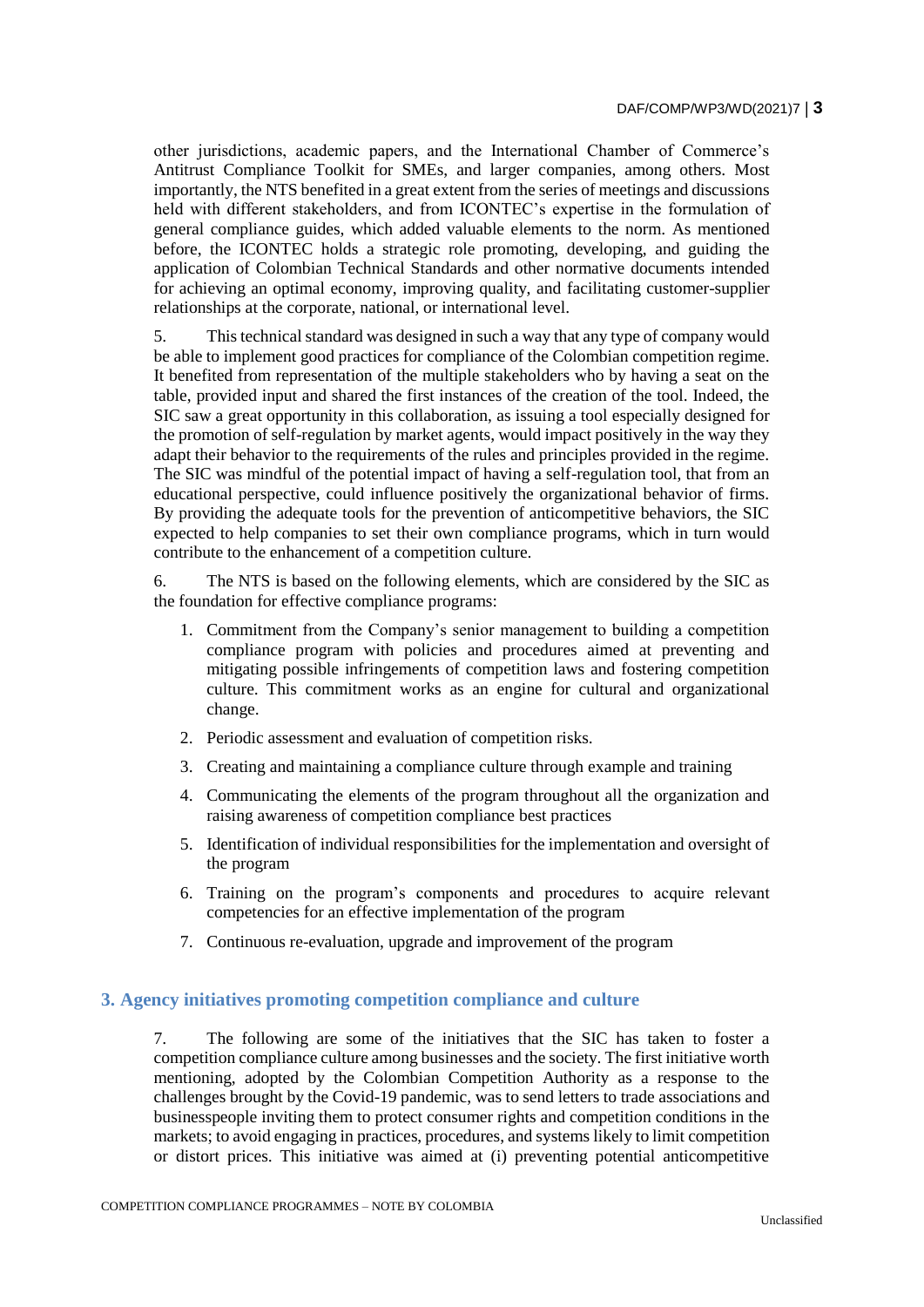other jurisdictions, academic papers, and the International Chamber of Commerce's Antitrust Compliance Toolkit for SMEs, and larger companies, among others. Most importantly, the NTS benefited in a great extent from the series of meetings and discussions held with different stakeholders, and from ICONTEC's expertise in the formulation of general compliance guides, which added valuable elements to the norm. As mentioned before, the ICONTEC holds a strategic role promoting, developing, and guiding the application of Colombian Technical Standards and other normative documents intended for achieving an optimal economy, improving quality, and facilitating customer-supplier relationships at the corporate, national, or international level.

5. This technical standard was designed in such a way that any type of company would be able to implement good practices for compliance of the Colombian competition regime. It benefited from representation of the multiple stakeholders who by having a seat on the table, provided input and shared the first instances of the creation of the tool. Indeed, the SIC saw a great opportunity in this collaboration, as issuing a tool especially designed for the promotion of self-regulation by market agents, would impact positively in the way they adapt their behavior to the requirements of the rules and principles provided in the regime. The SIC was mindful of the potential impact of having a self-regulation tool, that from an educational perspective, could influence positively the organizational behavior of firms. By providing the adequate tools for the prevention of anticompetitive behaviors, the SIC expected to help companies to set their own compliance programs, which in turn would contribute to the enhancement of a competition culture.

6. The NTS is based on the following elements, which are considered by the SIC as the foundation for effective compliance programs:

1. Commitment from the Company's senior management to building a competition compliance program with policies and procedures aimed at preventing and mitigating possible infringements of competition laws and fostering competition culture. This commitment works as an engine for cultural and organizational change.
2. Periodic assessment and evaluation of competition risks.
3. Creating and maintaining a compliance culture through example and training
4. Communicating the elements of the program throughout all the organization and raising awareness of competition compliance best practices
5. Identification of individual responsibilities for the implementation and oversight of the program
6. Training on the program's components and procedures to acquire relevant competencies for an effective implementation of the program
7. Continuous re-evaluation, upgrade and improvement of the program

## 3. Agency initiatives promoting competition compliance and culture

7. The following are some of the initiatives that the SIC has taken to foster a competition compliance culture among businesses and the society. The first initiative worth mentioning, adopted by the Colombian Competition Authority as a response to the challenges brought by the Covid-19 pandemic, was to send letters to trade associations and businesspeople inviting them to protect consumer rights and competition conditions in the markets; to avoid engaging in practices, procedures, and systems likely to limit competition or distort prices. This initiative was aimed at (i) preventing potential anticompetitive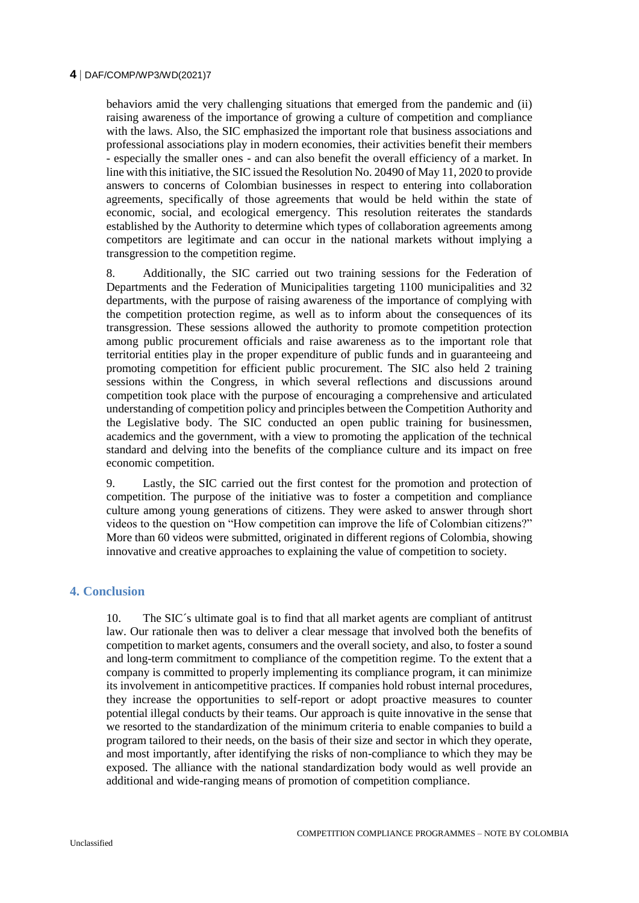behaviors amid the very challenging situations that emerged from the pandemic and (ii) raising awareness of the importance of growing a culture of competition and compliance with the laws. Also, the SIC emphasized the important role that business associations and professional associations play in modern economies, their activities benefit their members - especially the smaller ones - and can also benefit the overall efficiency of a market. In line with this initiative, the SIC issued the Resolution No. 20490 of May 11, 2020 to provide answers to concerns of Colombian businesses in respect to entering into collaboration agreements, specifically of those agreements that would be held within the state of economic, social, and ecological emergency. This resolution reiterates the standards established by the Authority to determine which types of collaboration agreements among competitors are legitimate and can occur in the national markets without implying a transgression to the competition regime.

8. Additionally, the SIC carried out two training sessions for the Federation of Departments and the Federation of Municipalities targeting 1100 municipalities and 32 departments, with the purpose of raising awareness of the importance of complying with the competition protection regime, as well as to inform about the consequences of its transgression. These sessions allowed the authority to promote competition protection among public procurement officials and raise awareness as to the important role that territorial entities play in the proper expenditure of public funds and in guaranteeing and promoting competition for efficient public procurement. The SIC also held 2 training sessions within the Congress, in which several reflections and discussions around competition took place with the purpose of encouraging a comprehensive and articulated understanding of competition policy and principles between the Competition Authority and the Legislative body. The SIC conducted an open public training for businessmen, academics and the government, with a view to promoting the application of the technical standard and delving into the benefits of the compliance culture and its impact on free economic competition.

9. Lastly, the SIC carried out the first contest for the promotion and protection of competition. The purpose of the initiative was to foster a competition and compliance culture among young generations of citizens. They were asked to answer through short videos to the question on "How competition can improve the life of Colombian citizens?" More than 60 videos were submitted, originated in different regions of Colombia, showing innovative and creative approaches to explaining the value of competition to society.

## 4. Conclusion

10. The SIC´s ultimate goal is to find that all market agents are compliant of antitrust law. Our rationale then was to deliver a clear message that involved both the benefits of competition to market agents, consumers and the overall society, and also, to foster a sound and long-term commitment to compliance of the competition regime. To the extent that a company is committed to properly implementing its compliance program, it can minimize its involvement in anticompetitive practices. If companies hold robust internal procedures, they increase the opportunities to self-report or adopt proactive measures to counter potential illegal conducts by their teams. Our approach is quite innovative in the sense that we resorted to the standardization of the minimum criteria to enable companies to build a program tailored to their needs, on the basis of their size and sector in which they operate, and most importantly, after identifying the risks of non-compliance to which they may be exposed. The alliance with the national standardization body would as well provide an additional and wide-ranging means of promotion of competition compliance.